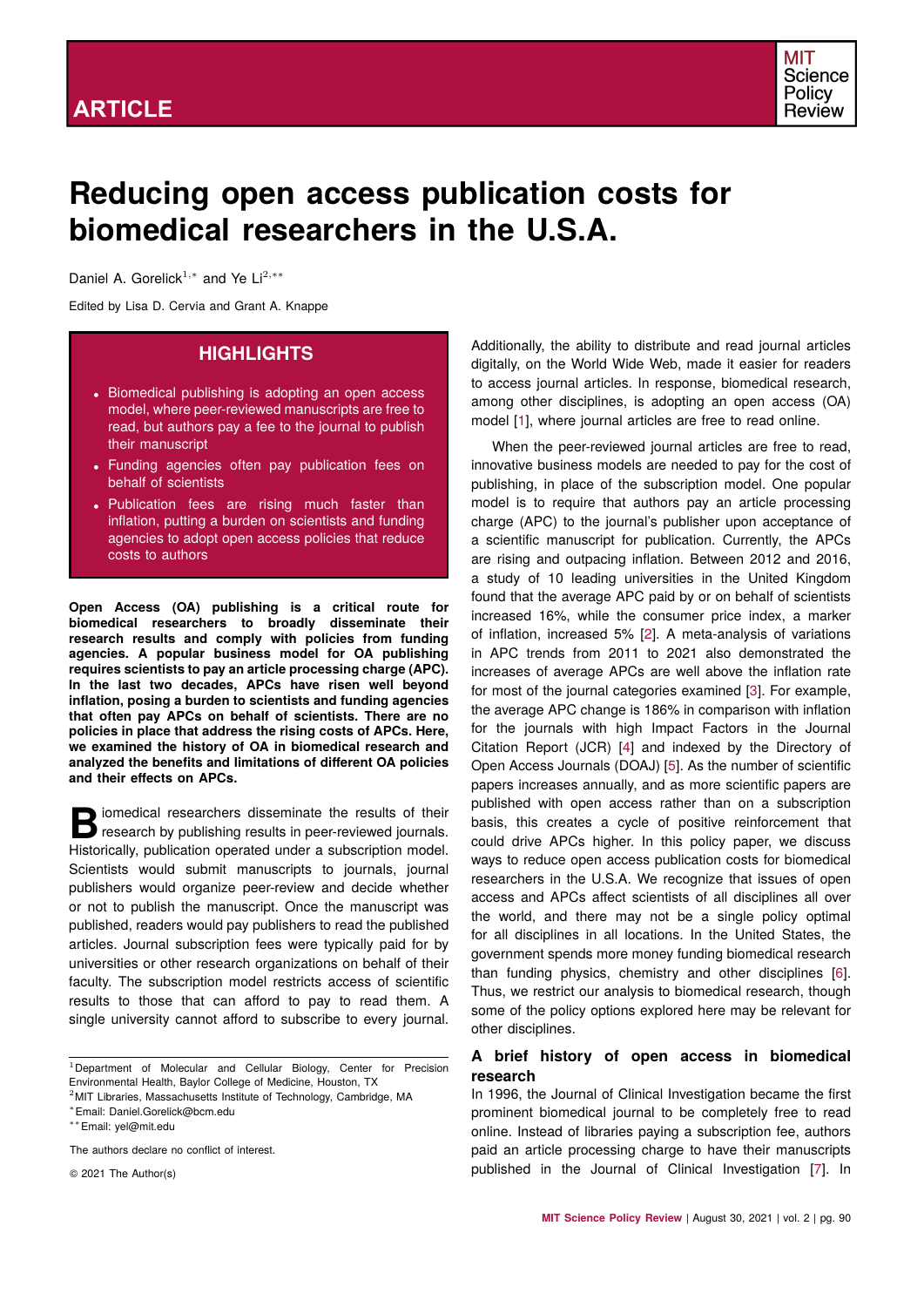ARTICLE

# Reducing open access publication costs for biomedical researchers in the U.S.A.

Daniel A. Gorelick[1,*] and Ye Li[2,**]

Edited by Lisa D. Cervia and Grant A. Knappe

## HIGHLIGHTS

- Biomedical publishing is adopting an open access model, where peer-reviewed manuscripts are free to read, but authors pay a fee to the journal to publish their manuscript
- Funding agencies often pay publication fees on behalf of scientists
- Publication fees are rising much faster than inflation, putting a burden on scientists and funding agencies to adopt open access policies that reduce costs to authors

**Open Access (OA) publishing is a critical route for biomedical researchers to broadly disseminate their research results and comply with policies from funding agencies. A popular business model for OA publishing requires scientists to pay an article processing charge (APC). In the last two decades, APCs have risen well beyond inflation, posing a burden to scientists and funding agencies that often pay APCs on behalf of scientists. There are no policies in place that address the rising costs of APCs. Here, we examined the history of OA in biomedical research and analyzed the benefits and limitations of different OA policies and their effects on APCs.**

Biomedical researchers disseminate the results of their research by publishing results in peer-reviewed journals. Historically, publication operated under a subscription model. Scientists would submit manuscripts to journals, journal publishers would organize peer-review and decide whether or not to publish the manuscript. Once the manuscript was published, readers would pay publishers to read the published articles. Journal subscription fees were typically paid for by universities or other research organizations on behalf of their faculty. The subscription model restricts access of scientific results to those that can afford to pay to read them. A single university cannot afford to subscribe to every journal. Additionally, the ability to distribute and read journal articles digitally, on the World Wide Web, made it easier for readers to access journal articles. In response, biomedical research, among other disciplines, is adopting an open access (OA) model [1], where journal articles are free to read online.

When the peer-reviewed journal articles are free to read, innovative business models are needed to pay for the cost of publishing, in place of the subscription model. One popular model is to require that authors pay an article processing charge (APC) to the journal's publisher upon acceptance of a scientific manuscript for publication. Currently, the APCs are rising and outpacing inflation. Between 2012 and 2016, a study of 10 leading universities in the United Kingdom found that the average APC paid by or on behalf of scientists increased 16%, while the consumer price index, a marker of inflation, increased 5% [2]. A meta-analysis of variations in APC trends from 2011 to 2021 also demonstrated the increases of average APCs are well above the inflation rate for most of the journal categories examined [3]. For example, the average APC change is 186% in comparison with inflation for the journals with high Impact Factors in the Journal Citation Report (JCR) [4] and indexed by the Directory of Open Access Journals (DOAJ) [5]. As the number of scientific papers increases annually, and as more scientific papers are published with open access rather than on a subscription basis, this creates a cycle of positive reinforcement that could drive APCs higher. In this policy paper, we discuss ways to reduce open access publication costs for biomedical researchers in the U.S.A. We recognize that issues of open access and APCs affect scientists of all disciplines all over the world, and there may not be a single policy optimal for all disciplines in all locations. In the United States, the government spends more money funding biomedical research than funding physics, chemistry and other disciplines [6]. Thus, we restrict our analysis to biomedical research, though some of the policy options explored here may be relevant for other disciplines.

## A brief history of open access in biomedical research

In 1996, the Journal of Clinical Investigation became the first prominent biomedical journal to be completely free to read online. Instead of libraries paying a subscription fee, authors paid an article processing charge to have their manuscripts published in the Journal of Clinical Investigation [7]. In

[1]Department of Molecular and Cellular Biology, Center for Precision Environmental Health, Baylor College of Medicine, Houston, TX
[2]MIT Libraries, Massachusetts Institute of Technology, Cambridge, MA
*Email: Daniel.Gorelick@bcm.edu
**Email: yel@mit.edu

The authors declare no conflict of interest.

© 2021 The Author(s)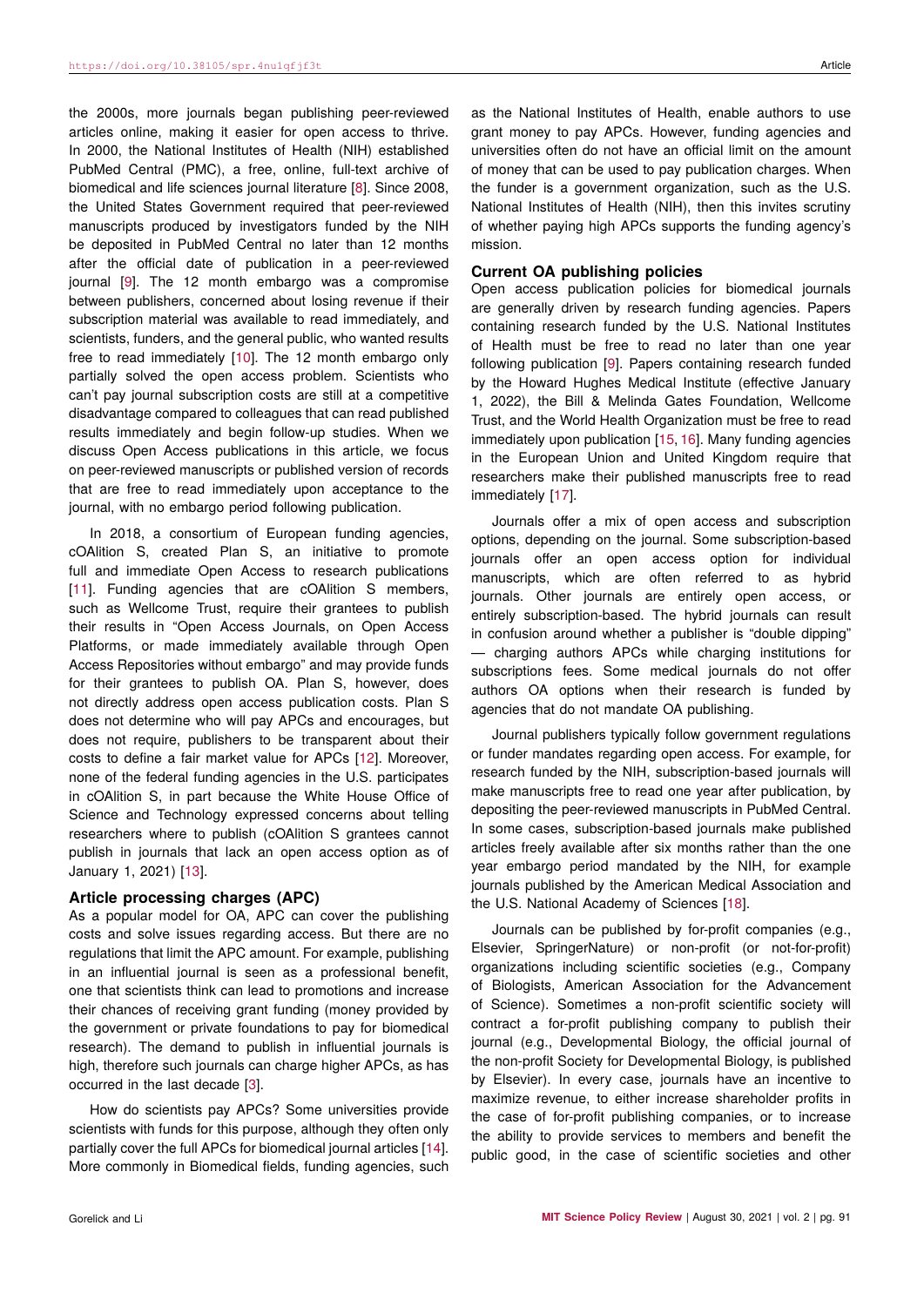the 2000s, more journals began publishing peer-reviewed articles online, making it easier for open access to thrive. In 2000, the National Institutes of Health (NIH) established PubMed Central (PMC), a free, online, full-text archive of biomedical and life sciences journal literature [8]. Since 2008, the United States Government required that peer-reviewed manuscripts produced by investigators funded by the NIH be deposited in PubMed Central no later than 12 months after the official date of publication in a peer-reviewed journal [9]. The 12 month embargo was a compromise between publishers, concerned about losing revenue if their subscription material was available to read immediately, and scientists, funders, and the general public, who wanted results free to read immediately [10]. The 12 month embargo only partially solved the open access problem. Scientists who can't pay journal subscription costs are still at a competitive disadvantage compared to colleagues that can read published results immediately and begin follow-up studies. When we discuss Open Access publications in this article, we focus on peer-reviewed manuscripts or published version of records that are free to read immediately upon acceptance to the journal, with no embargo period following publication.

In 2018, a consortium of European funding agencies, cOAlition S, created Plan S, an initiative to promote full and immediate Open Access to research publications [11]. Funding agencies that are cOAlition S members, such as Wellcome Trust, require their grantees to publish their results in "Open Access Journals, on Open Access Platforms, or made immediately available through Open Access Repositories without embargo" and may provide funds for their grantees to publish OA. Plan S, however, does not directly address open access publication costs. Plan S does not determine who will pay APCs and encourages, but does not require, publishers to be transparent about their costs to define a fair market value for APCs [12]. Moreover, none of the federal funding agencies in the U.S. participates in cOAlition S, in part because the White House Office of Science and Technology expressed concerns about telling researchers where to publish (cOAlition S grantees cannot publish in journals that lack an open access option as of January 1, 2021) [13].

### Article processing charges (APC)

As a popular model for OA, APC can cover the publishing costs and solve issues regarding access. But there are no regulations that limit the APC amount. For example, publishing in an influential journal is seen as a professional benefit, one that scientists think can lead to promotions and increase their chances of receiving grant funding (money provided by the government or private foundations to pay for biomedical research). The demand to publish in influential journals is high, therefore such journals can charge higher APCs, as has occurred in the last decade [3].

How do scientists pay APCs? Some universities provide scientists with funds for this purpose, although they often only partially cover the full APCs for biomedical journal articles [14]. More commonly in Biomedical fields, funding agencies, such as the National Institutes of Health, enable authors to use grant money to pay APCs. However, funding agencies and universities often do not have an official limit on the amount of money that can be used to pay publication charges. When the funder is a government organization, such as the U.S. National Institutes of Health (NIH), then this invites scrutiny of whether paying high APCs supports the funding agency's mission.

### Current OA publishing policies

Open access publication policies for biomedical journals are generally driven by research funding agencies. Papers containing research funded by the U.S. National Institutes of Health must be free to read no later than one year following publication [9]. Papers containing research funded by the Howard Hughes Medical Institute (effective January 1, 2022), the Bill & Melinda Gates Foundation, Wellcome Trust, and the World Health Organization must be free to read immediately upon publication [15, 16]. Many funding agencies in the European Union and United Kingdom require that researchers make their published manuscripts free to read immediately [17].

Journals offer a mix of open access and subscription options, depending on the journal. Some subscription-based journals offer an open access option for individual manuscripts, which are often referred to as hybrid journals. Other journals are entirely open access, or entirely subscription-based. The hybrid journals can result in confusion around whether a publisher is "double dipping" — charging authors APCs while charging institutions for subscriptions fees. Some medical journals do not offer authors OA options when their research is funded by agencies that do not mandate OA publishing.

Journal publishers typically follow government regulations or funder mandates regarding open access. For example, for research funded by the NIH, subscription-based journals will make manuscripts free to read one year after publication, by depositing the peer-reviewed manuscripts in PubMed Central. In some cases, subscription-based journals make published articles freely available after six months rather than the one year embargo period mandated by the NIH, for example journals published by the American Medical Association and the U.S. National Academy of Sciences [18].

Journals can be published by for-profit companies (e.g., Elsevier, SpringerNature) or non-profit (or not-for-profit) organizations including scientific societies (e.g., Company of Biologists, American Association for the Advancement of Science). Sometimes a non-profit scientific society will contract a for-profit publishing company to publish their journal (e.g., Developmental Biology, the official journal of the non-profit Society for Developmental Biology, is published by Elsevier). In every case, journals have an incentive to maximize revenue, to either increase shareholder profits in the case of for-profit publishing companies, or to increase the ability to provide services to members and benefit the public good, in the case of scientific societies and other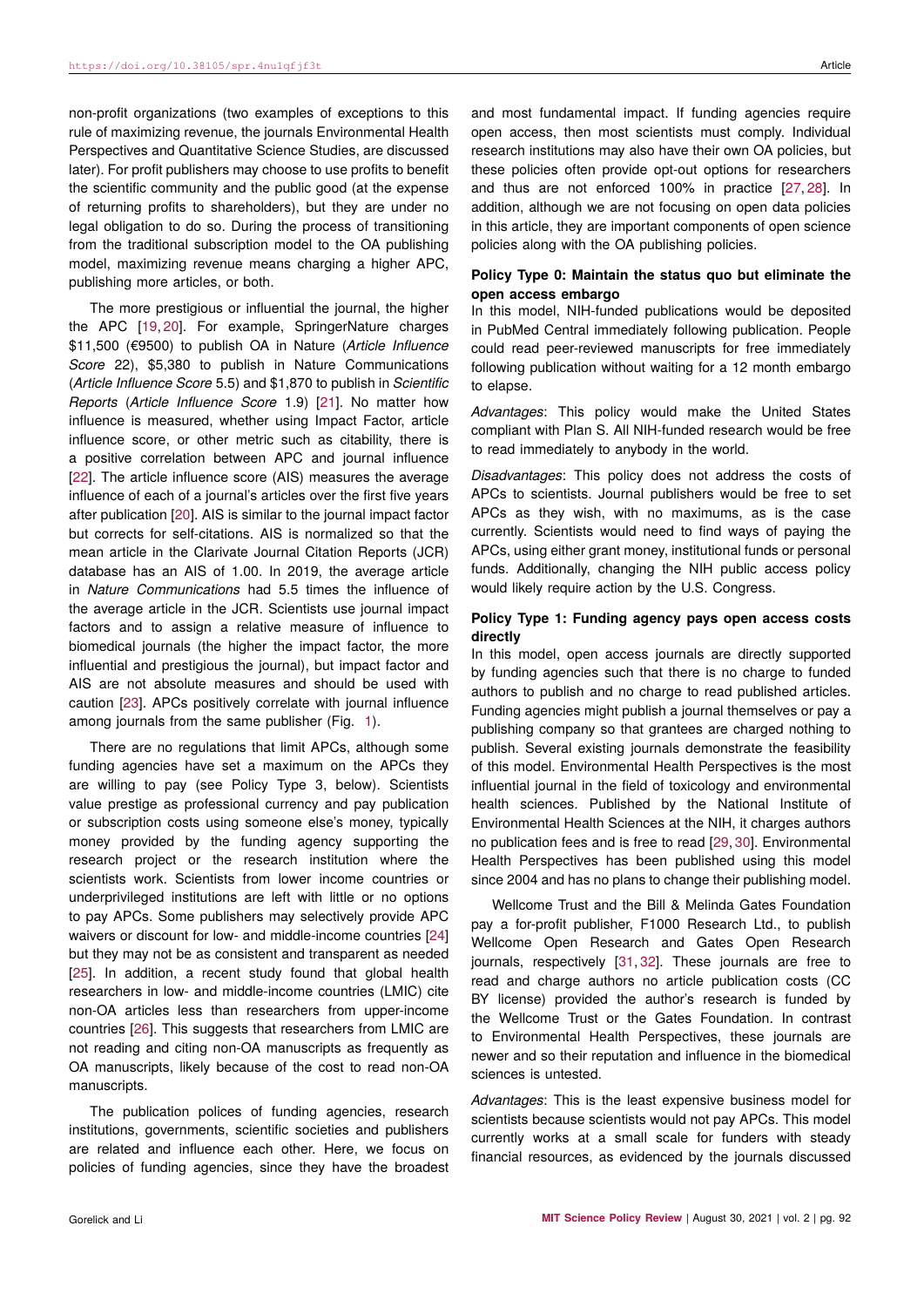non-profit organizations (two examples of exceptions to this rule of maximizing revenue, the journals Environmental Health Perspectives and Quantitative Science Studies, are discussed later). For profit publishers may choose to use profits to benefit the scientific community and the public good (at the expense of returning profits to shareholders), but they are under no legal obligation to do so. During the process of transitioning from the traditional subscription model to the OA publishing model, maximizing revenue means charging a higher APC, publishing more articles, or both.

The more prestigious or influential the journal, the higher the APC [19, 20]. For example, SpringerNature charges $11,500 (€9500) to publish OA in Nature (*Article Influence Score* 22), $5,380 to publish in Nature Communications (*Article Influence Score* 5.5) and $1,870 to publish in *Scientific Reports* (*Article Influence Score* 1.9) [21]. No matter how influence is measured, whether using Impact Factor, article influence score, or other metric such as citability, there is a positive correlation between APC and journal influence [22]. The article influence score (AIS) measures the average influence of each of a journal's articles over the first five years after publication [20]. AIS is similar to the journal impact factor but corrects for self-citations. AIS is normalized so that the mean article in the Clarivate Journal Citation Reports (JCR) database has an AIS of 1.00. In 2019, the average article in *Nature Communications* had 5.5 times the influence of the average article in the JCR. Scientists use journal impact factors and to assign a relative measure of influence to biomedical journals (the higher the impact factor, the more influential and prestigious the journal), but impact factor and AIS are not absolute measures and should be used with caution [23]. APCs positively correlate with journal influence among journals from the same publisher (Fig. 1).

There are no regulations that limit APCs, although some funding agencies have set a maximum on the APCs they are willing to pay (see Policy Type 3, below). Scientists value prestige as professional currency and pay publication or subscription costs using someone else's money, typically money provided by the funding agency supporting the research project or the research institution where the scientists work. Scientists from lower income countries or underprivileged institutions are left with little or no options to pay APCs. Some publishers may selectively provide APC waivers or discount for low- and middle-income countries [24] but they may not be as consistent and transparent as needed [25]. In addition, a recent study found that global health researchers in low- and middle-income countries (LMIC) cite non-OA articles less than researchers from upper-income countries [26]. This suggests that researchers from LMIC are not reading and citing non-OA manuscripts as frequently as OA manuscripts, likely because of the cost to read non-OA manuscripts.

The publication polices of funding agencies, research institutions, governments, scientific societies and publishers are related and influence each other. Here, we focus on policies of funding agencies, since they have the broadest and most fundamental impact. If funding agencies require open access, then most scientists must comply. Individual research institutions may also have their own OA policies, but these policies often provide opt-out options for researchers and thus are not enforced 100% in practice [27, 28]. In addition, although we are not focusing on open data policies in this article, they are important components of open science policies along with the OA publishing policies.

**Policy Type 0: Maintain the status quo but eliminate the open access embargo**

In this model, NIH-funded publications would be deposited in PubMed Central immediately following publication. People could read peer-reviewed manuscripts for free immediately following publication without waiting for a 12 month embargo to elapse.

*Advantages*: This policy would make the United States compliant with Plan S. All NIH-funded research would be free to read immediately to anybody in the world.

*Disadvantages*: This policy does not address the costs of APCs to scientists. Journal publishers would be free to set APCs as they wish, with no maximums, as is the case currently. Scientists would need to find ways of paying the APCs, using either grant money, institutional funds or personal funds. Additionally, changing the NIH public access policy would likely require action by the U.S. Congress.

**Policy Type 1: Funding agency pays open access costs directly**

In this model, open access journals are directly supported by funding agencies such that there is no charge to funded authors to publish and no charge to read published articles. Funding agencies might publish a journal themselves or pay a publishing company so that grantees are charged nothing to publish. Several existing journals demonstrate the feasibility of this model. Environmental Health Perspectives is the most influential journal in the field of toxicology and environmental health sciences. Published by the National Institute of Environmental Health Sciences at the NIH, it charges authors no publication fees and is free to read [29, 30]. Environmental Health Perspectives has been published using this model since 2004 and has no plans to change their publishing model.

Wellcome Trust and the Bill & Melinda Gates Foundation pay a for-profit publisher, F1000 Research Ltd., to publish Wellcome Open Research and Gates Open Research journals, respectively [31, 32]. These journals are free to read and charge authors no article publication costs (CC BY license) provided the author's research is funded by the Wellcome Trust or the Gates Foundation. In contrast to Environmental Health Perspectives, these journals are newer and so their reputation and influence in the biomedical sciences is untested.

*Advantages*: This is the least expensive business model for scientists because scientists would not pay APCs. This model currently works at a small scale for funders with steady financial resources, as evidenced by the journals discussed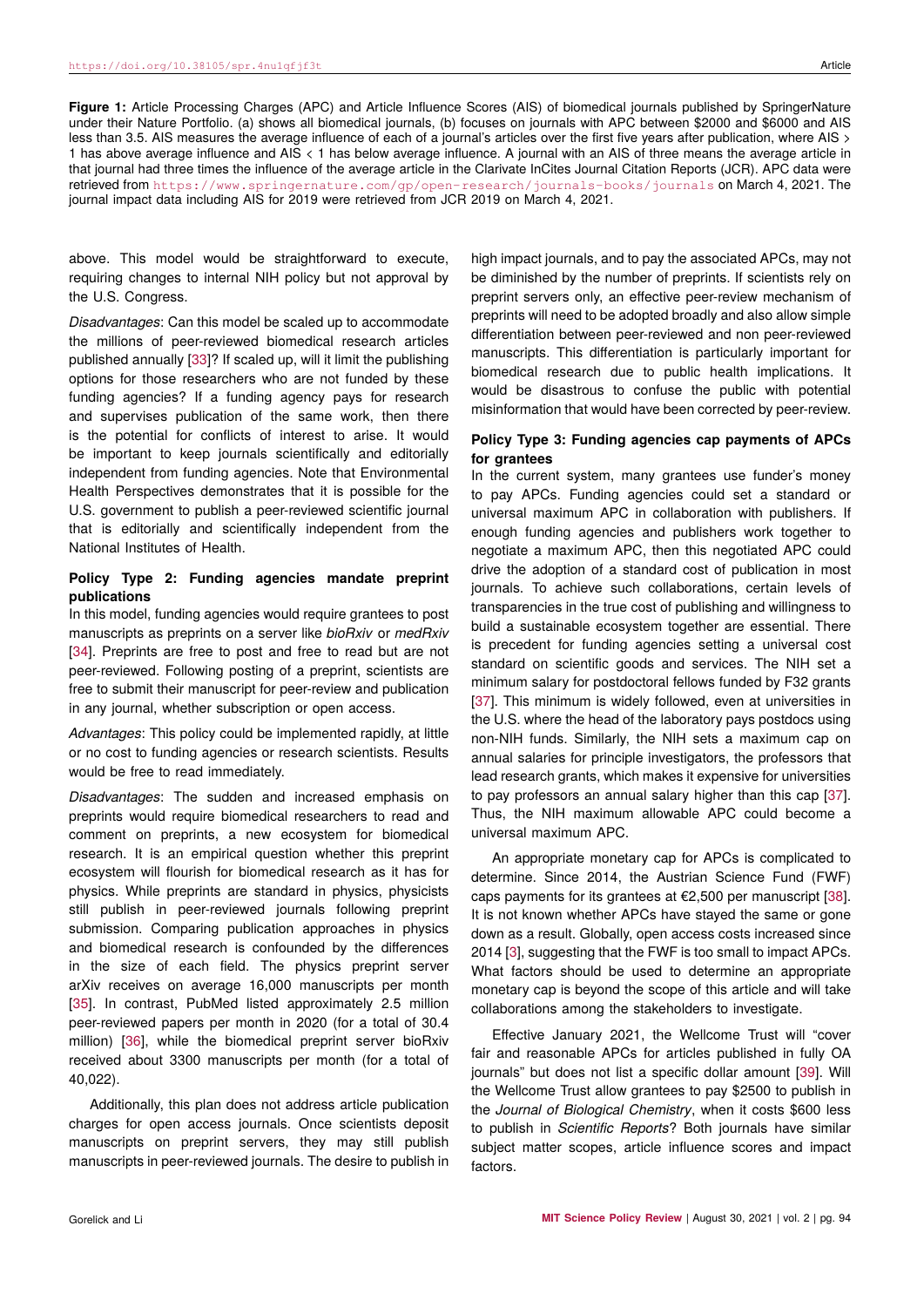**Figure 1:** Article Processing Charges (APC) and Article Influence Scores (AIS) of biomedical journals published by SpringerNature under their Nature Portfolio. (a) shows all biomedical journals, (b) focuses on journals with APC between $2000 and $6000 and AIS less than 3.5. AIS measures the average influence of each of a journal's articles over the first five years after publication, where AIS > 1 has above average influence and AIS < 1 has below average influence. A journal with an AIS of three means the average article in that journal had three times the influence of the average article in the Clarivate InCites Journal Citation Reports (JCR). APC data were retrieved from https://www.springernature.com/gp/open-research/journals-books/journals on March 4, 2021. The journal impact data including AIS for 2019 were retrieved from JCR 2019 on March 4, 2021.

above. This model would be straightforward to execute, requiring changes to internal NIH policy but not approval by the U.S. Congress.

*Disadvantages*: Can this model be scaled up to accommodate the millions of peer-reviewed biomedical research articles published annually [33]? If scaled up, will it limit the publishing options for those researchers who are not funded by these funding agencies? If a funding agency pays for research and supervises publication of the same work, then there is the potential for conflicts of interest to arise. It would be important to keep journals scientifically and editorially independent from funding agencies. Note that Environmental Health Perspectives demonstrates that it is possible for the U.S. government to publish a peer-reviewed scientific journal that is editorially and scientifically independent from the National Institutes of Health.

### Policy Type 2: Funding agencies mandate preprint publications

In this model, funding agencies would require grantees to post manuscripts as preprints on a server like *bioRxiv* or *medRxiv* [34]. Preprints are free to post and free to read but are not peer-reviewed. Following posting of a preprint, scientists are free to submit their manuscript for peer-review and publication in any journal, whether subscription or open access.

*Advantages*: This policy could be implemented rapidly, at little or no cost to funding agencies or research scientists. Results would be free to read immediately.

*Disadvantages*: The sudden and increased emphasis on preprints would require biomedical researchers to read and comment on preprints, a new ecosystem for biomedical research. It is an empirical question whether this preprint ecosystem will flourish for biomedical research as it has for physics. While preprints are standard in physics, physicists still publish in peer-reviewed journals following preprint submission. Comparing publication approaches in physics and biomedical research is confounded by the differences in the size of each field. The physics preprint server arXiv receives on average 16,000 manuscripts per month [35]. In contrast, PubMed listed approximately 2.5 million peer-reviewed papers per month in 2020 (for a total of 30.4 million) [36], while the biomedical preprint server bioRxiv received about 3300 manuscripts per month (for a total of 40,022).

Additionally, this plan does not address article publication charges for open access journals. Once scientists deposit manuscripts on preprint servers, they may still publish manuscripts in peer-reviewed journals. The desire to publish in high impact journals, and to pay the associated APCs, may not be diminished by the number of preprints. If scientists rely on preprint servers only, an effective peer-review mechanism of preprints will need to be adopted broadly and also allow simple differentiation between peer-reviewed and non peer-reviewed manuscripts. This differentiation is particularly important for biomedical research due to public health implications. It would be disastrous to confuse the public with potential misinformation that would have been corrected by peer-review.

### Policy Type 3: Funding agencies cap payments of APCs for grantees

In the current system, many grantees use funder's money to pay APCs. Funding agencies could set a standard or universal maximum APC in collaboration with publishers. If enough funding agencies and publishers work together to negotiate a maximum APC, then this negotiated APC could drive the adoption of a standard cost of publication in most journals. To achieve such collaborations, certain levels of transparencies in the true cost of publishing and willingness to build a sustainable ecosystem together are essential. There is precedent for funding agencies setting a universal cost standard on scientific goods and services. The NIH set a minimum salary for postdoctoral fellows funded by F32 grants [37]. This minimum is widely followed, even at universities in the U.S. where the head of the laboratory pays postdocs using non-NIH funds. Similarly, the NIH sets a maximum cap on annual salaries for principle investigators, the professors that lead research grants, which makes it expensive for universities to pay professors an annual salary higher than this cap [37]. Thus, the NIH maximum allowable APC could become a universal maximum APC.

An appropriate monetary cap for APCs is complicated to determine. Since 2014, the Austrian Science Fund (FWF) caps payments for its grantees at €2,500 per manuscript [38]. It is not known whether APCs have stayed the same or gone down as a result. Globally, open access costs increased since 2014 [3], suggesting that the FWF is too small to impact APCs. What factors should be used to determine an appropriate monetary cap is beyond the scope of this article and will take collaborations among the stakeholders to investigate.

Effective January 2021, the Wellcome Trust will "cover fair and reasonable APCs for articles published in fully OA journals" but does not list a specific dollar amount [39]. Will the Wellcome Trust allow grantees to pay $2500 to publish in the *Journal of Biological Chemistry*, when it costs $600 less to publish in *Scientific Reports*? Both journals have similar subject matter scopes, article influence scores and impact factors.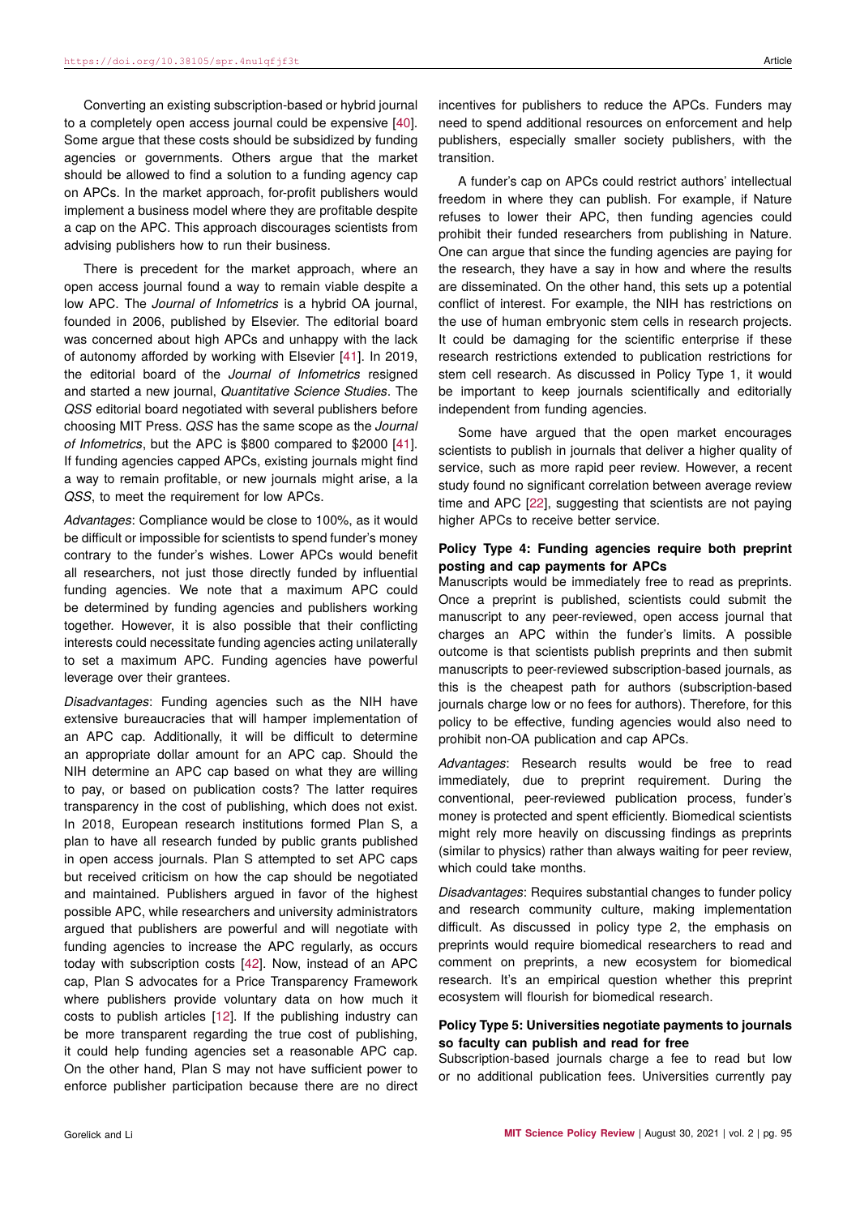Converting an existing subscription-based or hybrid journal to a completely open access journal could be expensive [40]. Some argue that these costs should be subsidized by funding agencies or governments. Others argue that the market should be allowed to find a solution to a funding agency cap on APCs. In the market approach, for-profit publishers would implement a business model where they are profitable despite a cap on the APC. This approach discourages scientists from advising publishers how to run their business.

There is precedent for the market approach, where an open access journal found a way to remain viable despite a low APC. The *Journal of Infometrics* is a hybrid OA journal, founded in 2006, published by Elsevier. The editorial board was concerned about high APCs and unhappy with the lack of autonomy afforded by working with Elsevier [41]. In 2019, the editorial board of the *Journal of Infometrics* resigned and started a new journal, *Quantitative Science Studies*. The *QSS* editorial board negotiated with several publishers before choosing MIT Press. *QSS* has the same scope as the *Journal of Infometrics*, but the APC is $800 compared to $2000 [41]. If funding agencies capped APCs, existing journals might find a way to remain profitable, or new journals might arise, a la *QSS*, to meet the requirement for low APCs.

*Advantages*: Compliance would be close to 100%, as it would be difficult or impossible for scientists to spend funder's money contrary to the funder's wishes. Lower APCs would benefit all researchers, not just those directly funded by influential funding agencies. We note that a maximum APC could be determined by funding agencies and publishers working together. However, it is also possible that their conflicting interests could necessitate funding agencies acting unilaterally to set a maximum APC. Funding agencies have powerful leverage over their grantees.

*Disadvantages*: Funding agencies such as the NIH have extensive bureaucracies that will hamper implementation of an APC cap. Additionally, it will be difficult to determine an appropriate dollar amount for an APC cap. Should the NIH determine an APC cap based on what they are willing to pay, or based on publication costs? The latter requires transparency in the cost of publishing, which does not exist. In 2018, European research institutions formed Plan S, a plan to have all research funded by public grants published in open access journals. Plan S attempted to set APC caps but received criticism on how the cap should be negotiated and maintained. Publishers argued in favor of the highest possible APC, while researchers and university administrators argued that publishers are powerful and will negotiate with funding agencies to increase the APC regularly, as occurs today with subscription costs [42]. Now, instead of an APC cap, Plan S advocates for a Price Transparency Framework where publishers provide voluntary data on how much it costs to publish articles [12]. If the publishing industry can be more transparent regarding the true cost of publishing, it could help funding agencies set a reasonable APC cap. On the other hand, Plan S may not have sufficient power to enforce publisher participation because there are no direct incentives for publishers to reduce the APCs. Funders may need to spend additional resources on enforcement and help publishers, especially smaller society publishers, with the transition.

A funder's cap on APCs could restrict authors' intellectual freedom in where they can publish. For example, if Nature refuses to lower their APC, then funding agencies could prohibit their funded researchers from publishing in Nature. One can argue that since the funding agencies are paying for the research, they have a say in how and where the results are disseminated. On the other hand, this sets up a potential conflict of interest. For example, the NIH has restrictions on the use of human embryonic stem cells in research projects. It could be damaging for the scientific enterprise if these research restrictions extended to publication restrictions for stem cell research. As discussed in Policy Type 1, it would be important to keep journals scientifically and editorially independent from funding agencies.

Some have argued that the open market encourages scientists to publish in journals that deliver a higher quality of service, such as more rapid peer review. However, a recent study found no significant correlation between average review time and APC [22], suggesting that scientists are not paying higher APCs to receive better service.

### Policy Type 4: Funding agencies require both preprint posting and cap payments for APCs

Manuscripts would be immediately free to read as preprints. Once a preprint is published, scientists could submit the manuscript to any peer-reviewed, open access journal that charges an APC within the funder's limits. A possible outcome is that scientists publish preprints and then submit manuscripts to peer-reviewed subscription-based journals, as this is the cheapest path for authors (subscription-based journals charge low or no fees for authors). Therefore, for this policy to be effective, funding agencies would also need to prohibit non-OA publication and cap APCs.

*Advantages*: Research results would be free to read immediately, due to preprint requirement. During the conventional, peer-reviewed publication process, funder's money is protected and spent efficiently. Biomedical scientists might rely more heavily on discussing findings as preprints (similar to physics) rather than always waiting for peer review, which could take months.

*Disadvantages*: Requires substantial changes to funder policy and research community culture, making implementation difficult. As discussed in policy type 2, the emphasis on preprints would require biomedical researchers to read and comment on preprints, a new ecosystem for biomedical research. It's an empirical question whether this preprint ecosystem will flourish for biomedical research.

### Policy Type 5: Universities negotiate payments to journals so faculty can publish and read for free

Subscription-based journals charge a fee to read but low or no additional publication fees. Universities currently pay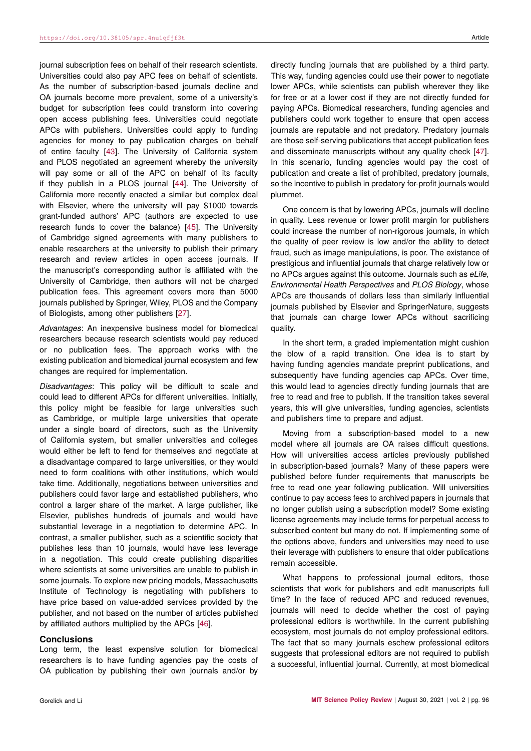journal subscription fees on behalf of their research scientists. Universities could also pay APC fees on behalf of scientists. As the number of subscription-based journals decline and OA journals become more prevalent, some of a university's budget for subscription fees could transform into covering open access publishing fees. Universities could negotiate APCs with publishers. Universities could apply to funding agencies for money to pay publication charges on behalf of entire faculty [43]. The University of California system and PLOS negotiated an agreement whereby the university will pay some or all of the APC on behalf of its faculty if they publish in a PLOS journal [44]. The University of California more recently enacted a similar but complex deal with Elsevier, where the university will pay $1000 towards grant-funded authors' APC (authors are expected to use research funds to cover the balance) [45]. The University of Cambridge signed agreements with many publishers to enable researchers at the university to publish their primary research and review articles in open access journals. If the manuscript's corresponding author is affiliated with the University of Cambridge, then authors will not be charged publication fees. This agreement covers more than 5000 journals published by Springer, Wiley, PLOS and the Company of Biologists, among other publishers [27].

*Advantages*: An inexpensive business model for biomedical researchers because research scientists would pay reduced or no publication fees. The approach works with the existing publication and biomedical journal ecosystem and few changes are required for implementation.

*Disadvantages*: This policy will be difficult to scale and could lead to different APCs for different universities. Initially, this policy might be feasible for large universities such as Cambridge, or multiple large universities that operate under a single board of directors, such as the University of California system, but smaller universities and colleges would either be left to fend for themselves and negotiate at a disadvantage compared to large universities, or they would need to form coalitions with other institutions, which would take time. Additionally, negotiations between universities and publishers could favor large and established publishers, who control a larger share of the market. A large publisher, like Elsevier, publishes hundreds of journals and would have substantial leverage in a negotiation to determine APC. In contrast, a smaller publisher, such as a scientific society that publishes less than 10 journals, would have less leverage in a negotiation. This could create publishing disparities where scientists at some universities are unable to publish in some journals. To explore new pricing models, Massachusetts Institute of Technology is negotiating with publishers to have price based on value-added services provided by the publisher, and not based on the number of articles published by affiliated authors multiplied by the APCs [46].

## Conclusions

Long term, the least expensive solution for biomedical researchers is to have funding agencies pay the costs of OA publication by publishing their own journals and/or by directly funding journals that are published by a third party. This way, funding agencies could use their power to negotiate lower APCs, while scientists can publish wherever they like for free or at a lower cost if they are not directly funded for paying APCs. Biomedical researchers, funding agencies and publishers could work together to ensure that open access journals are reputable and not predatory. Predatory journals are those self-serving publications that accept publication fees and disseminate manuscripts without any quality check [47]. In this scenario, funding agencies would pay the cost of publication and create a list of prohibited, predatory journals, so the incentive to publish in predatory for-profit journals would plummet.

One concern is that by lowering APCs, journals will decline in quality. Less revenue or lower profit margin for publishers could increase the number of non-rigorous journals, in which the quality of peer review is low and/or the ability to detect fraud, such as image manipulations, is poor. The existance of prestigious and influential journals that charge relatively low or no APCs argues against this outcome. Journals such as *eLife, Environmental Health Perspectives* and *PLOS Biology*, whose APCs are thousands of dollars less than similarly influential journals published by Elsevier and SpringerNature, suggests that journals can charge lower APCs without sacrificing quality.

In the short term, a graded implementation might cushion the blow of a rapid transition. One idea is to start by having funding agencies mandate preprint publications, and subsequently have funding agencies cap APCs. Over time, this would lead to agencies directly funding journals that are free to read and free to publish. If the transition takes several years, this will give universities, funding agencies, scientists and publishers time to prepare and adjust.

Moving from a subscription-based model to a new model where all journals are OA raises difficult questions. How will universities access articles previously published in subscription-based journals? Many of these papers were published before funder requirements that manuscripts be free to read one year following publication. Will universities continue to pay access fees to archived papers in journals that no longer publish using a subscription model? Some existing license agreements may include terms for perpetual access to subscribed content but many do not. If implementing some of the options above, funders and universities may need to use their leverage with publishers to ensure that older publications remain accessible.

What happens to professional journal editors, those scientists that work for publishers and edit manuscripts full time? In the face of reduced APC and reduced revenues, journals will need to decide whether the cost of paying professional editors is worthwhile. In the current publishing ecosystem, most journals do not employ professional editors. The fact that so many journals eschew professional editors suggests that professional editors are not required to publish a successful, influential journal. Currently, at most biomedical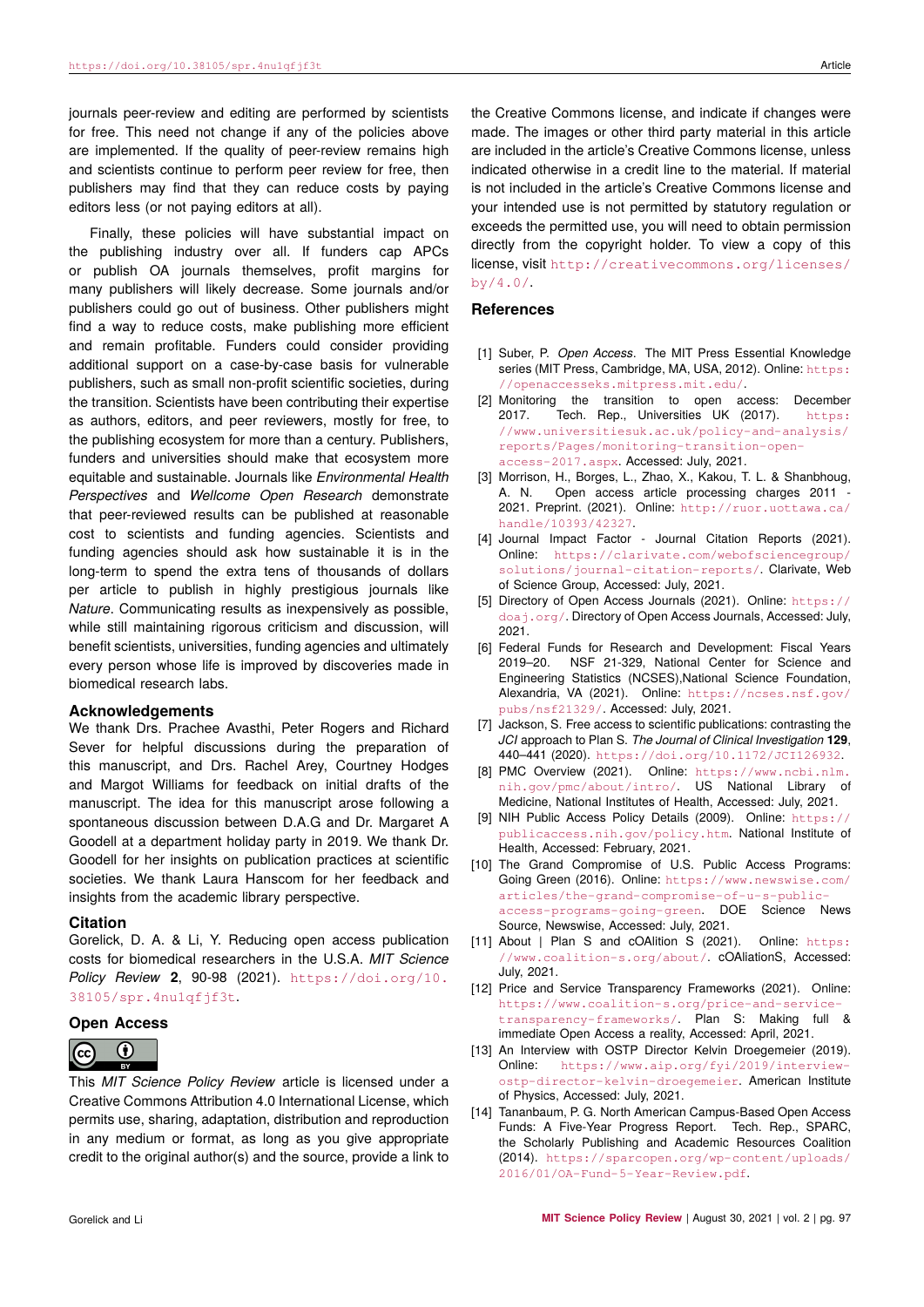journals peer-review and editing are performed by scientists for free. This need not change if any of the policies above are implemented. If the quality of peer-review remains high and scientists continue to perform peer review for free, then publishers may find that they can reduce costs by paying editors less (or not paying editors at all).

Finally, these policies will have substantial impact on the publishing industry over all. If funders cap APCs or publish OA journals themselves, profit margins for many publishers will likely decrease. Some journals and/or publishers could go out of business. Other publishers might find a way to reduce costs, make publishing more efficient and remain profitable. Funders could consider providing additional support on a case-by-case basis for vulnerable publishers, such as small non-profit scientific societies, during the transition. Scientists have been contributing their expertise as authors, editors, and peer reviewers, mostly for free, to the publishing ecosystem for more than a century. Publishers, funders and universities should make that ecosystem more equitable and sustainable. Journals like *Environmental Health Perspectives* and *Wellcome Open Research* demonstrate that peer-reviewed results can be published at reasonable cost to scientists and funding agencies. Scientists and funding agencies should ask how sustainable it is in the long-term to spend the extra tens of thousands of dollars per article to publish in highly prestigious journals like *Nature*. Communicating results as inexpensively as possible, while still maintaining rigorous criticism and discussion, will benefit scientists, universities, funding agencies and ultimately every person whose life is improved by discoveries made in biomedical research labs.

### Acknowledgements

We thank Drs. Prachee Avasthi, Peter Rogers and Richard Sever for helpful discussions during the preparation of this manuscript, and Drs. Rachel Arey, Courtney Hodges and Margot Williams for feedback on initial drafts of the manuscript. The idea for this manuscript arose following a spontaneous discussion between D.A.G and Dr. Margaret A Goodell at a department holiday party in 2019. We thank Dr. Goodell for her insights on publication practices at scientific societies. We thank Laura Hanscom for her feedback and insights from the academic library perspective.

### Citation

Gorelick, D. A. & Li, Y. Reducing open access publication costs for biomedical researchers in the U.S.A. *MIT Science Policy Review* **2**, 90-98 (2021). https://doi.org/10.38105/spr.4nu1qfjf3t.

### Open Access

This *MIT Science Policy Review* article is licensed under a Creative Commons Attribution 4.0 International License, which permits use, sharing, adaptation, distribution and reproduction in any medium or format, as long as you give appropriate credit to the original author(s) and the source, provide a link to the Creative Commons license, and indicate if changes were made. The images or other third party material in this article are included in the article's Creative Commons license, unless indicated otherwise in a credit line to the material. If material is not included in the article's Creative Commons license and your intended use is not permitted by statutory regulation or exceeds the permitted use, you will need to obtain permission directly from the copyright holder. To view a copy of this license, visit http://creativecommons.org/licenses/by/4.0/.

## References

[1] Suber, P. *Open Access*. The MIT Press Essential Knowledge series (MIT Press, Cambridge, MA, USA, 2012). Online: https://openaccesseks.mitpress.mit.edu/.

[2] Monitoring the transition to open access: December 2017. Tech. Rep., Universities UK (2017). https://www.universitiesuk.ac.uk/policy-and-analysis/reports/Pages/monitoring-transition-open-access-2017.aspx. Accessed: July, 2021.

[3] Morrison, H., Borges, L., Zhao, X., Kakou, T. L. & Shanbhoug, A. N. Open access article processing charges 2011 - 2021. Preprint. (2021). Online: http://ruor.uottawa.ca/handle/10393/42327.

[4] Journal Impact Factor - Journal Citation Reports (2021). Online: https://clarivate.com/webofsciencegroup/solutions/journal-citation-reports/. Clarivate, Web of Science Group, Accessed: July, 2021.

[5] Directory of Open Access Journals (2021). Online: https://doaj.org/. Directory of Open Access Journals, Accessed: July, 2021.

[6] Federal Funds for Research and Development: Fiscal Years 2019–20. NSF 21-329, National Center for Science and Engineering Statistics (NCSES),National Science Foundation, Alexandria, VA (2021). Online: https://ncses.nsf.gov/pubs/nsf21329/. Accessed: July, 2021.

[7] Jackson, S. Free access to scientific publications: contrasting the *JCI* approach to Plan S. *The Journal of Clinical Investigation* **129**, 440–441 (2020). https://doi.org/10.1172/JCI126932.

[8] PMC Overview (2021). Online: https://www.ncbi.nlm.nih.gov/pmc/about/intro/. US National Library of Medicine, National Institutes of Health, Accessed: July, 2021.

[9] NIH Public Access Policy Details (2009). Online: https://publicaccess.nih.gov/policy.htm. National Institute of Health, Accessed: February, 2021.

[10] The Grand Compromise of U.S. Public Access Programs: Going Green (2016). Online: https://www.newswise.com/articles/the-grand-compromise-of-u-s-public-access-programs-going-green. DOE Science News Source, Newswise, Accessed: July, 2021.

[11] About | Plan S and cOAlition S (2021). Online: https://www.coalition-s.org/about/. cOAlitionS, Accessed: July, 2021.

[12] Price and Service Transparency Frameworks (2021). Online: https://www.coalition-s.org/price-and-service-transparency-frameworks/. Plan S: Making full & immediate Open Access a reality, Accessed: April, 2021.

[13] An Interview with OSTP Director Kelvin Droegemeier (2019). Online: https://www.aip.org/fyi/2019/interview-ostp-director-kelvin-droegemeier. American Institute of Physics, Accessed: July, 2021.

[14] Tananbaum, P. G. North American Campus-Based Open Access Funds: A Five-Year Progress Report. Tech. Rep., SPARC, the Scholarly Publishing and Academic Resources Coalition (2014). https://sparcopen.org/wp-content/uploads/2016/01/OA-Fund-5-Year-Review.pdf.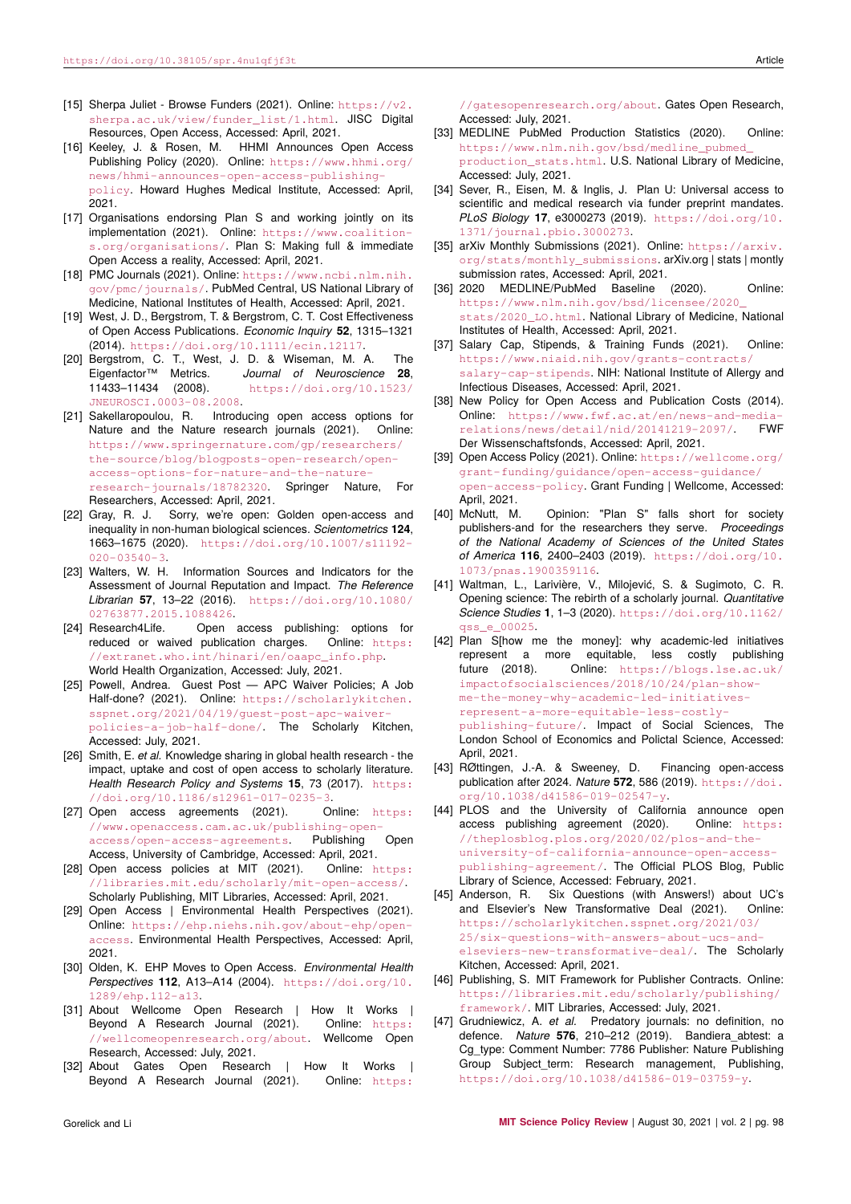[15] Sherpa Juliet - Browse Funders (2021). Online: https://v2.sherpa.ac.uk/view/funder_list/1.html. JISC Digital Resources, Open Access, Accessed: April, 2021.

[16] Keeley, J. & Rosen, M. HHMI Announces Open Access Publishing Policy (2020). Online: https://www.hhmi.org/news/hhmi-announces-open-access-publishing-policy. Howard Hughes Medical Institute, Accessed: April, 2021.

[17] Organisations endorsing Plan S and working jointly on its implementation (2021). Online: https://www.coalition-s.org/organisations/. Plan S: Making full & immediate Open Access a reality, Accessed: April, 2021.

[18] PMC Journals (2021). Online: https://www.ncbi.nlm.nih.gov/pmc/journals/. PubMed Central, US National Library of Medicine, National Institutes of Health, Accessed: April, 2021.

[19] West, J. D., Bergstrom, T. & Bergstrom, C. T. Cost Effectiveness of Open Access Publications. *Economic Inquiry* **52**, 1315–1321 (2014). https://doi.org/10.1111/ecin.12117.

[20] Bergstrom, C. T., West, J. D. & Wiseman, M. A. The Eigenfactor™ Metrics. *Journal of Neuroscience* **28**, 11433–11434 (2008). https://doi.org/10.1523/JNEUROSCI.0003-08.2008.

[21] Sakellaropoulou, R. Introducing open access options for Nature and the Nature research journals (2021). Online: https://www.springernature.com/gp/researchers/the-source/blog/blogposts-open-research/open-access-options-for-nature-and-the-nature-research-journals/18782320. Springer Nature, For Researchers, Accessed: April, 2021.

[22] Gray, R. J. Sorry, we're open: Golden open-access and inequality in non-human biological sciences. *Scientometrics* **124**, 1663–1675 (2020). https://doi.org/10.1007/s11192-020-03540-3.

[23] Walters, W. H. Information Sources and Indicators for the Assessment of Journal Reputation and Impact. *The Reference Librarian* **57**, 13–22 (2016). https://doi.org/10.1080/02763877.2015.1088426.

[24] Research4Life. Open access publishing: options for reduced or waived publication charges. Online: https://extranet.who.int/hinari/en/oaapc_info.php. World Health Organization, Accessed: July, 2021.

[25] Powell, Andrea. Guest Post — APC Waiver Policies; A Job Half-done? (2021). Online: https://scholarlykitchen.sspnet.org/2021/04/19/guest-post-apc-waiver-policies-a-job-half-done/. The Scholarly Kitchen, Accessed: July, 2021.

[26] Smith, E. *et al.* Knowledge sharing in global health research - the impact, uptake and cost of open access to scholarly literature. *Health Research Policy and Systems* **15**, 73 (2017). https://doi.org/10.1186/s12961-017-0235-3.

[27] Open access agreements (2021). Online: https://www.openaccess.cam.ac.uk/publishing-open-access/open-access-agreements. Publishing Open Access, University of Cambridge, Accessed: April, 2021.

[28] Open access policies at MIT (2021). Online: https://libraries.mit.edu/scholarly/mit-open-access/. Scholarly Publishing, MIT Libraries, Accessed: April, 2021.

[29] Open Access | Environmental Health Perspectives (2021). Online: https://ehp.niehs.nih.gov/about-ehp/open-access. Environmental Health Perspectives, Accessed: April, 2021.

[30] Olden, K. EHP Moves to Open Access. *Environmental Health Perspectives* **112**, A13–A14 (2004). https://doi.org/10.1289/ehp.112-a13.

[31] About Wellcome Open Research | How It Works | Beyond A Research Journal (2021). Online: https://wellcomeopenresearch.org/about. Wellcome Open Research, Accessed: July, 2021.

[32] About Gates Open Research | How It Works | Beyond A Research Journal (2021). Online: https://gatesopenresearch.org/about. Gates Open Research, Accessed: July, 2021.

[33] MEDLINE PubMed Production Statistics (2020). Online: https://www.nlm.nih.gov/bsd/medline_pubmed_production_stats.html. U.S. National Library of Medicine, Accessed: July, 2021.

[34] Sever, R., Eisen, M. & Inglis, J. Plan U: Universal access to scientific and medical research via funder preprint mandates. *PLoS Biology* **17**, e3000273 (2019). https://doi.org/10.1371/journal.pbio.3000273.

[35] arXiv Monthly Submissions (2021). Online: https://arxiv.org/stats/monthly_submissions. arXiv.org | stats | montly submission rates, Accessed: April, 2021.

[36] 2020 MEDLINE/PubMed Baseline (2020). Online: https://www.nlm.nih.gov/bsd/licensee/2020_stats/2020_LO.html. National Library of Medicine, National Institutes of Health, Accessed: April, 2021.

[37] Salary Cap, Stipends, & Training Funds (2021). Online: https://www.niaid.nih.gov/grants-contracts/salary-cap-stipends. NIH: National Institute of Allergy and Infectious Diseases, Accessed: April, 2021.

[38] New Policy for Open Access and Publication Costs (2014). Online: https://www.fwf.ac.at/en/news-and-media-relations/news/detail/nid/20141219-2097/. FWF Der Wissenschaftsfonds, Accessed: April, 2021.

[39] Open Access Policy (2021). Online: https://wellcome.org/grant-funding/guidance/open-access-guidance/open-access-policy. Grant Funding | Wellcome, Accessed: April, 2021.

[40] McNutt, M. Opinion: "Plan S" falls short for society publishers-and for the researchers they serve. *Proceedings of the National Academy of Sciences of the United States of America* **116**, 2400–2403 (2019). https://doi.org/10.1073/pnas.1900359116.

[41] Waltman, L., Larivière, V., Milojević, S. & Sugimoto, C. R. Opening science: The rebirth of a scholarly journal. *Quantitative Science Studies* **1**, 1–3 (2020). https://doi.org/10.1162/qss_e_00025.

[42] Plan S[how me the money]: why academic-led initiatives represent a more equitable, less costly publishing future (2018). Online: https://blogs.lse.ac.uk/impactofsocialsciences/2018/10/24/plan-show-me-the-money-why-academic-led-initiatives-represent-a-more-equitable-less-costly-publishing-future/. Impact of Social Sciences, The London School of Economics and Polictal Science, Accessed: April, 2021.

[43] RØttingen, J.-A. & Sweeney, D. Financing open-access publication after 2024. *Nature* **572**, 586 (2019). https://doi.org/10.1038/d41586-019-02547-y.

[44] PLOS and the University of California announce open access publishing agreement (2020). Online: https://theplosblog.plos.org/2020/02/plos-and-the-university-of-california-announce-open-access-publishing-agreement/. The Official PLOS Blog, Public Library of Science, Accessed: February, 2021.

[45] Anderson, R. Six Questions (with Answers!) about UC's and Elsevier's New Transformative Deal (2021). Online: https://scholarlykitchen.sspnet.org/2021/03/25/six-questions-with-answers-about-ucs-and-elseviers-new-transformative-deal/. The Scholarly Kitchen, Accessed: April, 2021.

[46] Publishing, S. MIT Framework for Publisher Contracts. Online: https://libraries.mit.edu/scholarly/publishing/framework/. MIT Libraries, Accessed: July, 2021.

[47] Grudniewicz, A. *et al.* Predatory journals: no definition, no defence. *Nature* **576**, 210–212 (2019). Bandiera_abtest: a Cg_type: Comment Number: 7786 Publisher: Nature Publishing Group Subject_term: Research management, Publishing, https://doi.org/10.1038/d41586-019-03759-y.